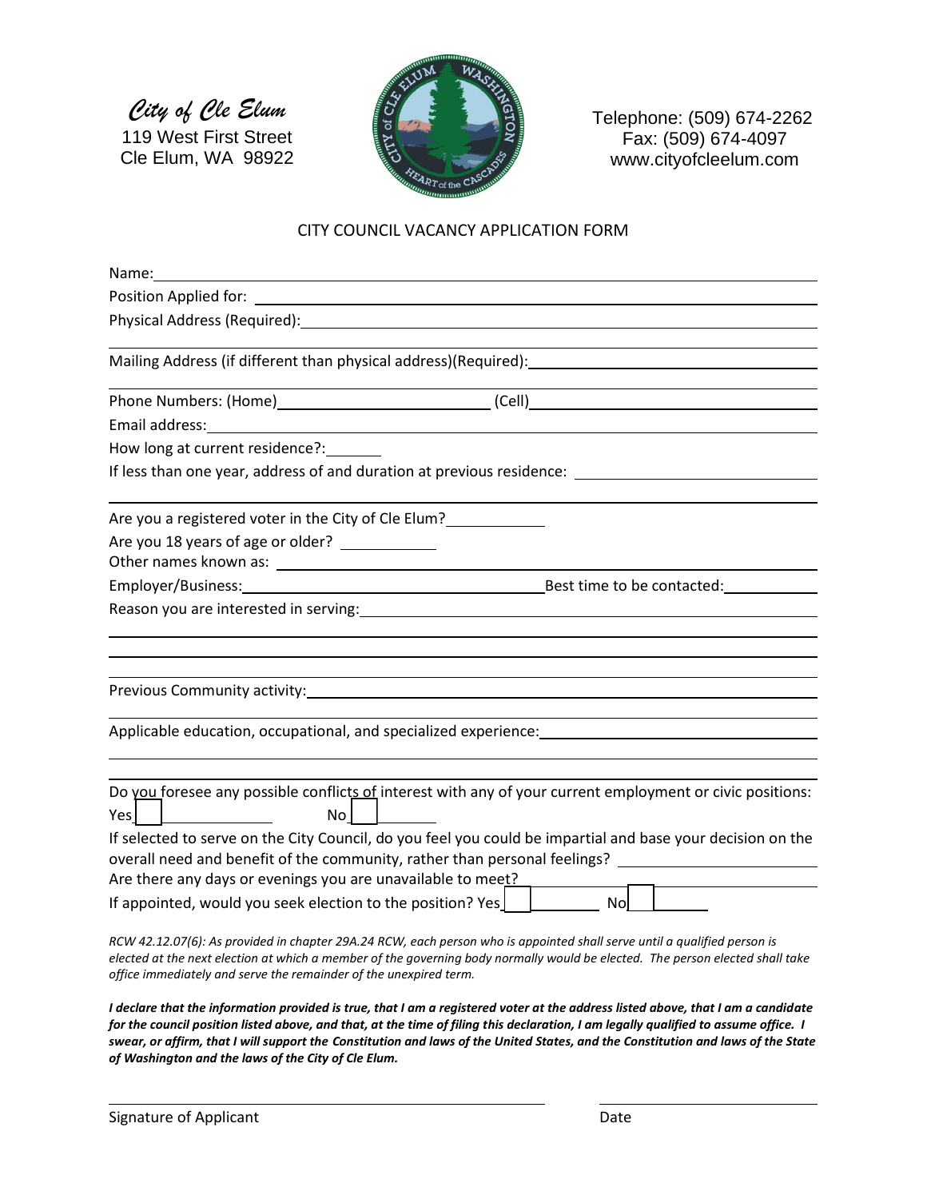*City of Cle Elum*
119 West First Street
Cle Elum, WA 98922

Telephone: (509) 674-2262
Fax: (509) 674-4097
www.cityofcleelum.com

CITY COUNCIL VACANCY APPLICATION FORM

Name: ______________________________

Position Applied for: ______________________________

Physical Address (Required): ______________________________

______________________________

Mailing Address (if different than physical address)(Required): ______________________________

______________________________

Phone Numbers: (Home) ______________ (Cell) ______________

Email address: ______________________________

How long at current residence?: ________

If less than one year, address of and duration at previous residence: ______________________________

______________________________

Are you a registered voter in the City of Cle Elum? ________

Are you 18 years of age or older? ________

Other names known as: ______________________________

Employer/Business: ______________________________ Best time to be contacted: ________

Reason you are interested in serving: ______________________________

______________________________

______________________________

______________________________

Previous Community activity: ______________________________

______________________________

Applicable education, occupational, and specialized experience: ______________________________

______________________________

______________________________

Do you foresee any possible conflicts of interest with any of your current employment or civic positions:

Yes ☐ ________ No ☐ ________

If selected to serve on the City Council, do you feel you could be impartial and base your decision on the overall need and benefit of the community, rather than personal feelings? ________

Are there any days or evenings you are unavailable to meet? ________

If appointed, would you seek election to the position? Yes ☐ ________ No ☐ ________

*RCW 42.12.07(6): As provided in chapter 29A.24 RCW, each person who is appointed shall serve until a qualified person is elected at the next election at which a member of the governing body normally would be elected. The person elected shall take office immediately and serve the remainder of the unexpired term.*

***I declare that the information provided is true, that I am a registered voter at the address listed above, that I am a candidate for the council position listed above, and that, at the time of filing this declaration, I am legally qualified to assume office. I swear, or affirm, that I will support the Constitution and laws of the United States, and the Constitution and laws of the State of Washington and the laws of the City of Cle Elum.***

______________________________ ______________

Signature of Applicant Date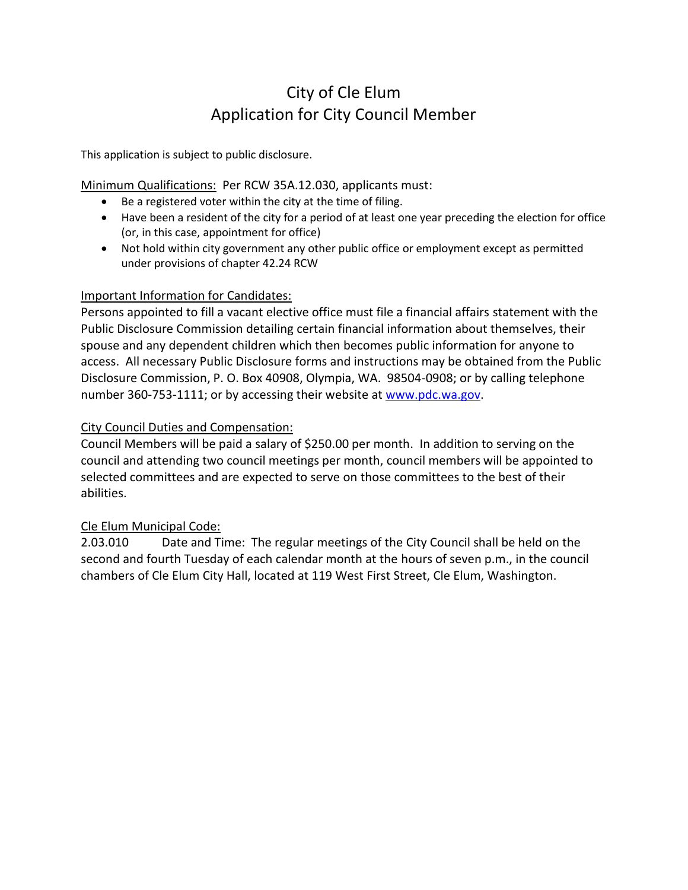# City of Cle Elum
# Application for City Council Member

This application is subject to public disclosure.

Minimum Qualifications: Per RCW 35A.12.030, applicants must:

- Be a registered voter within the city at the time of filing.
- Have been a resident of the city for a period of at least one year preceding the election for office (or, in this case, appointment for office)
- Not hold within city government any other public office or employment except as permitted under provisions of chapter 42.24 RCW

Important Information for Candidates:

Persons appointed to fill a vacant elective office must file a financial affairs statement with the Public Disclosure Commission detailing certain financial information about themselves, their spouse and any dependent children which then becomes public information for anyone to access. All necessary Public Disclosure forms and instructions may be obtained from the Public Disclosure Commission, P. O. Box 40908, Olympia, WA. 98504-0908; or by calling telephone number 360-753-1111; or by accessing their website at www.pdc.wa.gov.

City Council Duties and Compensation:

Council Members will be paid a salary of $250.00 per month. In addition to serving on the council and attending two council meetings per month, council members will be appointed to selected committees and are expected to serve on those committees to the best of their abilities.

Cle Elum Municipal Code:

2.03.010 Date and Time: The regular meetings of the City Council shall be held on the second and fourth Tuesday of each calendar month at the hours of seven p.m., in the council chambers of Cle Elum City Hall, located at 119 West First Street, Cle Elum, Washington.